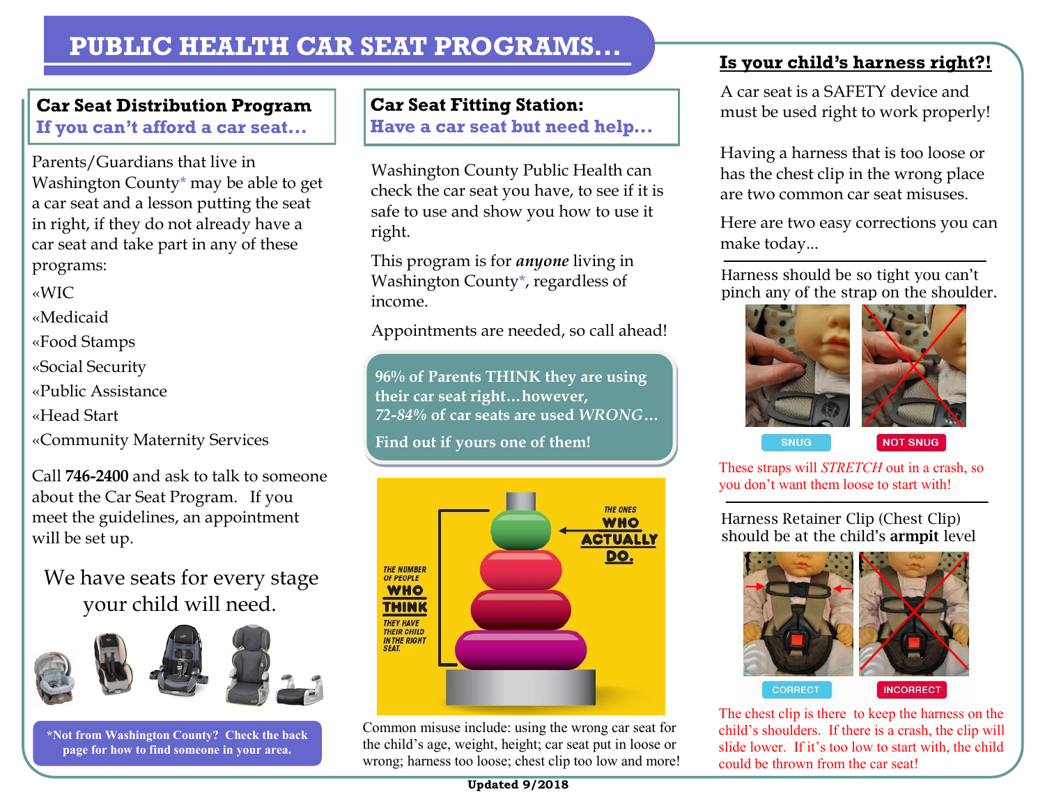# PUBLIC HEALTH CAR SEAT PROGRAMS…

## Car Seat Distribution Program

**If you can't afford a car seat…**

Parents/Guardians that live in Washington County* may be able to get a car seat and a lesson putting the seat in right, if they do not already have a car seat and take part in any of these programs:

- «WIC
- «Medicaid
- «Food Stamps
- «Social Security
- «Public Assistance
- «Head Start
- «Community Maternity Services

Call **746-2400** and ask to talk to someone about the Car Seat Program. If you meet the guidelines, an appointment will be set up.

We have seats for every stage your child will need.

**\*Not from Washington County? Check the back page for how to find someone in your area.**

## Car Seat Fitting Station:

**Have a car seat but need help…**

Washington County Public Health can check the car seat you have, to see if it is safe to use and show you how to use it right.

This program is for ***anyone*** living in Washington County*, regardless of income.

Appointments are needed, so call ahead!

**96% of Parents THINK they are using their car seat right…however, *72-84%* of car seats are used *WRONG*…**

**Find out if yours one of them!**

THE NUMBER OF PEOPLE WHO THINK THEY HAVE THEIR CHILD IN THE RIGHT SEAT.

THE ONES WHO ACTUALLY DO.

Common misuse include: using the wrong car seat for the child's age, weight, height; car seat put in loose or wrong; harness too loose; chest clip too low and more!

## Is your child's harness right?!

A car seat is a SAFETY device and must be used right to work properly!

Having a harness that is too loose or has the chest clip in the wrong place are two common car seat misuses.

Here are two easy corrections you can make today…

Harness should be so tight you can't pinch any of the strap on the shoulder.

SNUG | NOT SNUG

These straps will *STRETCH* out in a crash, so you don't want them loose to start with!

Harness Retainer Clip (Chest Clip) should be at the child's **armpit** level

CORRECT | INCORRECT

The chest clip is there to keep the harness on the child's shoulders. If there is a crash, the clip will slide lower. If it's too low to start with, the child could be thrown from the car seat!

**Updated 9/2018**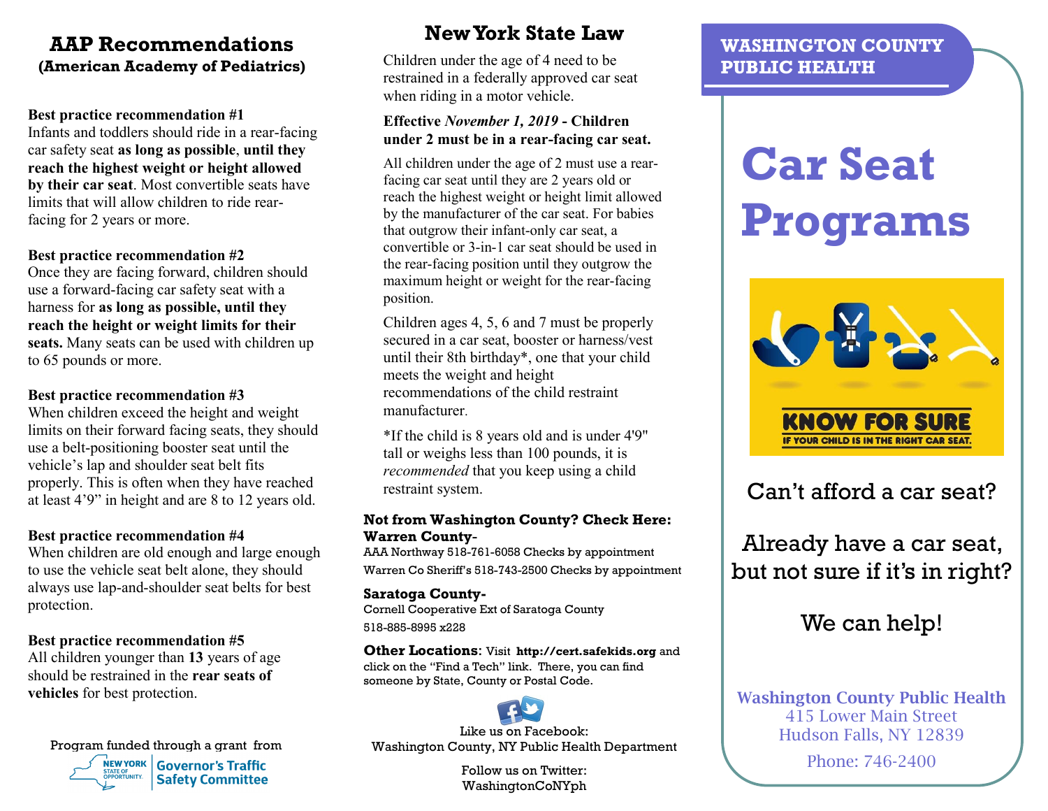## AAP Recommendations
**(American Academy of Pediatrics)**

**Best practice recommendation #1**
Infants and toddlers should ride in a rear-facing car safety seat **as long as possible**, **until they reach the highest weight or height allowed by their car seat**. Most convertible seats have limits that will allow children to ride rear-facing for 2 years or more.

**Best practice recommendation #2**
Once they are facing forward, children should use a forward-facing car safety seat with a harness for **as long as possible, until they reach the height or weight limits for their seats.** Many seats can be used with children up to 65 pounds or more.

**Best practice recommendation #3**
When children exceed the height and weight limits on their forward facing seats, they should use a belt-positioning booster seat until the vehicle's lap and shoulder seat belt fits properly. This is often when they have reached at least 4'9" in height and are 8 to 12 years old.

**Best practice recommendation #4**
When children are old enough and large enough to use the vehicle seat belt alone, they should always use lap-and-shoulder seat belts for best protection.

**Best practice recommendation #5**
All children younger than **13** years of age should be restrained in the **rear seats of vehicles** for best protection.

Program funded through a grant from

NEW YORK STATE OF OPPORTUNITY. Governor's Traffic Safety Committee

## New York State Law

Children under the age of 4 need to be restrained in a federally approved car seat when riding in a motor vehicle.

**Effective *November 1, 2019* - Children under 2 must be in a rear-facing car seat.**

All children under the age of 2 must use a rear-facing car seat until they are 2 years old or reach the highest weight or height limit allowed by the manufacturer of the car seat. For babies that outgrow their infant-only car seat, a convertible or 3-in-1 car seat should be used in the rear-facing position until they outgrow the maximum height or weight for the rear-facing position.

Children ages 4, 5, 6 and 7 must be properly secured in a car seat, booster or harness/vest until their 8th birthday*, one that your child meets the weight and height recommendations of the child restraint manufacturer.

*If the child is 8 years old and is under 4'9" tall or weighs less than 100 pounds, it is *recommended* that you keep using a child restraint system.

**Not from Washington County? Check Here:**
**Warren County-**
AAA Northway 518-761-6058 Checks by appointment
Warren Co Sheriff's 518-743-2500 Checks by appointment

**Saratoga County-**
Cornell Cooperative Ext of Saratoga County
518-885-8995 x228

**Other Locations**: Visit **http://cert.safekids.org** and click on the "Find a Tech" link. There, you can find someone by State, County or Postal Code.

Like us on Facebook:
Washington County, NY Public Health Department

Follow us on Twitter:
WashingtonCoNYph

## WASHINGTON COUNTY PUBLIC HEALTH

# Car Seat Programs

KNOW FOR SURE
IF YOUR CHILD IS IN THE RIGHT CAR SEAT.

Can't afford a car seat?

Already have a car seat, but not sure if it's in right?

We can help!

Washington County Public Health
415 Lower Main Street
Hudson Falls, NY 12839
Phone: 746-2400